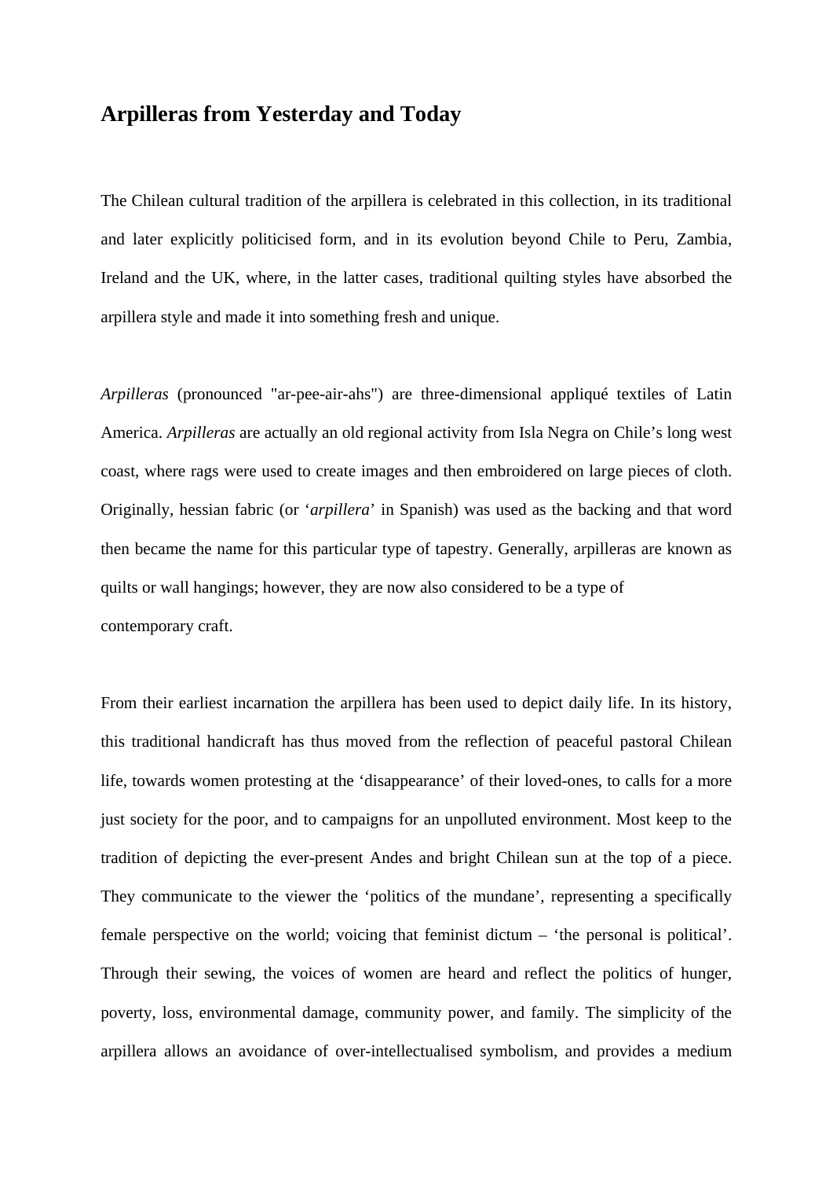# Arpilleras from Yesterday and Today

The Chilean cultural tradition of the arpillera is celebrated in this collection, in its traditional and later explicitly politicised form, and in its evolution beyond Chile to Peru, Zambia, Ireland and the UK, where, in the latter cases, traditional quilting styles have absorbed the arpillera style and made it into something fresh and unique.

*Arpilleras* (pronounced "ar-pee-air-ahs") are three-dimensional appliqué textiles of Latin America. *Arpilleras* are actually an old regional activity from Isla Negra on Chile's long west coast, where rags were used to create images and then embroidered on large pieces of cloth. Originally, hessian fabric (or '*arpillera*' in Spanish) was used as the backing and that word then became the name for this particular type of tapestry. Generally, arpilleras are known as quilts or wall hangings; however, they are now also considered to be a type of contemporary craft.

From their earliest incarnation the arpillera has been used to depict daily life. In its history, this traditional handicraft has thus moved from the reflection of peaceful pastoral Chilean life, towards women protesting at the 'disappearance' of their loved-ones, to calls for a more just society for the poor, and to campaigns for an unpolluted environment. Most keep to the tradition of depicting the ever-present Andes and bright Chilean sun at the top of a piece. They communicate to the viewer the 'politics of the mundane', representing a specifically female perspective on the world; voicing that feminist dictum – 'the personal is political'. Through their sewing, the voices of women are heard and reflect the politics of hunger, poverty, loss, environmental damage, community power, and family. The simplicity of the arpillera allows an avoidance of over-intellectualised symbolism, and provides a medium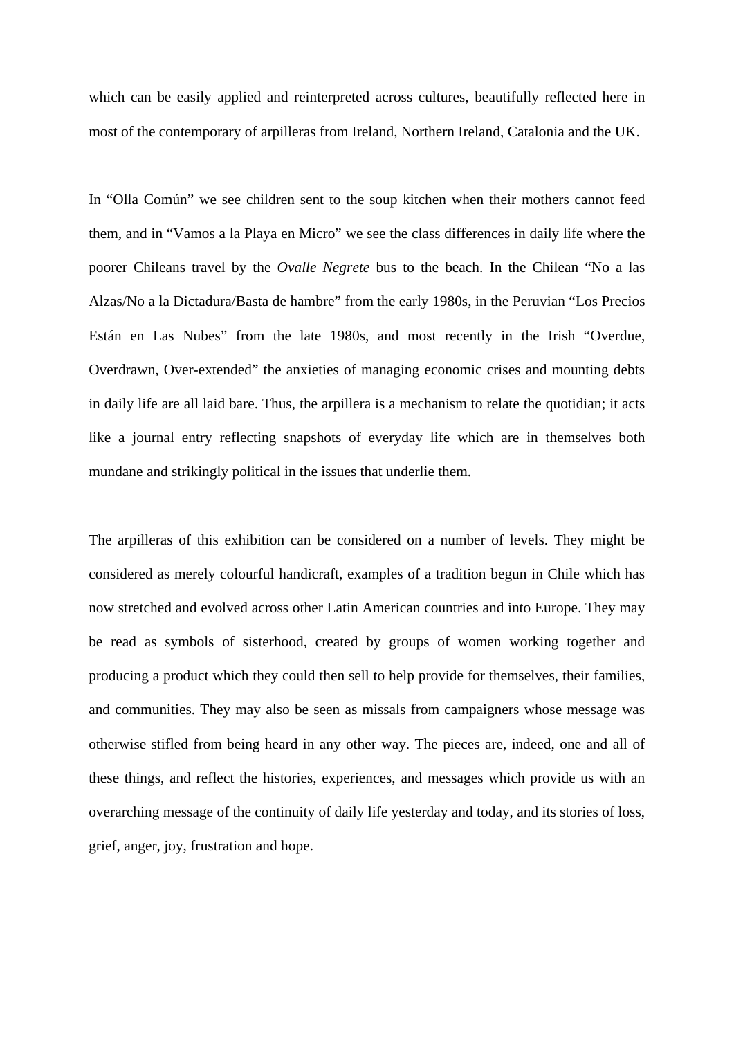which can be easily applied and reinterpreted across cultures, beautifully reflected here in most of the contemporary of arpilleras from Ireland, Northern Ireland, Catalonia and the UK.

In “Olla Común” we see children sent to the soup kitchen when their mothers cannot feed them, and in “Vamos a la Playa en Micro” we see the class differences in daily life where the poorer Chileans travel by the *Ovalle Negrete* bus to the beach. In the Chilean “No a las Alzas/No a la Dictadura/Basta de hambre” from the early 1980s, in the Peruvian “Los Precios Están en Las Nubes” from the late 1980s, and most recently in the Irish “Overdue, Overdrawn, Over-extended” the anxieties of managing economic crises and mounting debts in daily life are all laid bare. Thus, the arpillera is a mechanism to relate the quotidian; it acts like a journal entry reflecting snapshots of everyday life which are in themselves both mundane and strikingly political in the issues that underlie them.

The arpilleras of this exhibition can be considered on a number of levels. They might be considered as merely colourful handicraft, examples of a tradition begun in Chile which has now stretched and evolved across other Latin American countries and into Europe. They may be read as symbols of sisterhood, created by groups of women working together and producing a product which they could then sell to help provide for themselves, their families, and communities. They may also be seen as missals from campaigners whose message was otherwise stifled from being heard in any other way. The pieces are, indeed, one and all of these things, and reflect the histories, experiences, and messages which provide us with an overarching message of the continuity of daily life yesterday and today, and its stories of loss, grief, anger, joy, frustration and hope.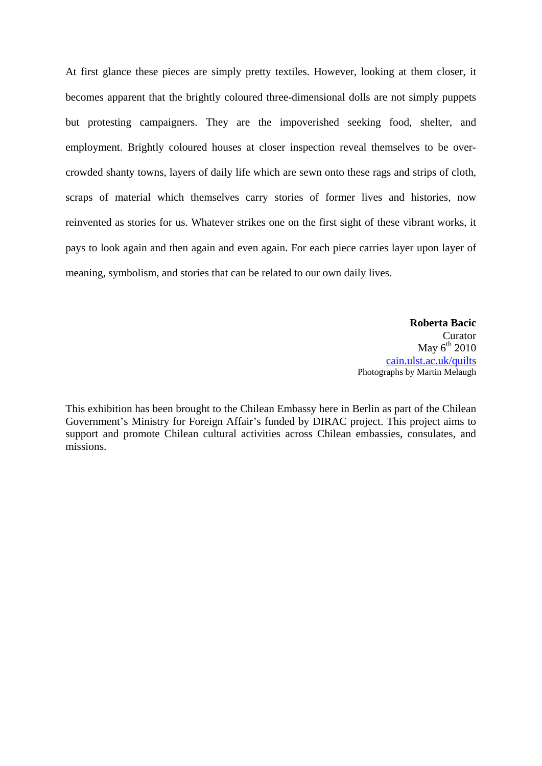At first glance these pieces are simply pretty textiles. However, looking at them closer, it becomes apparent that the brightly coloured three-dimensional dolls are not simply puppets but protesting campaigners. They are the impoverished seeking food, shelter, and employment. Brightly coloured houses at closer inspection reveal themselves to be over-crowded shanty towns, layers of daily life which are sewn onto these rags and strips of cloth, scraps of material which themselves carry stories of former lives and histories, now reinvented as stories for us. Whatever strikes one on the first sight of these vibrant works, it pays to look again and then again and even again. For each piece carries layer upon layer of meaning, symbolism, and stories that can be related to our own daily lives.

**Roberta Bacic**
Curator
May 6th 2010
[cain.ulst.ac.uk/quilts](cain.ulst.ac.uk/quilts)
Photographs by Martin Melaugh

This exhibition has been brought to the Chilean Embassy here in Berlin as part of the Chilean Government's Ministry for Foreign Affair's funded by DIRAC project. This project aims to support and promote Chilean cultural activities across Chilean embassies, consulates, and missions.